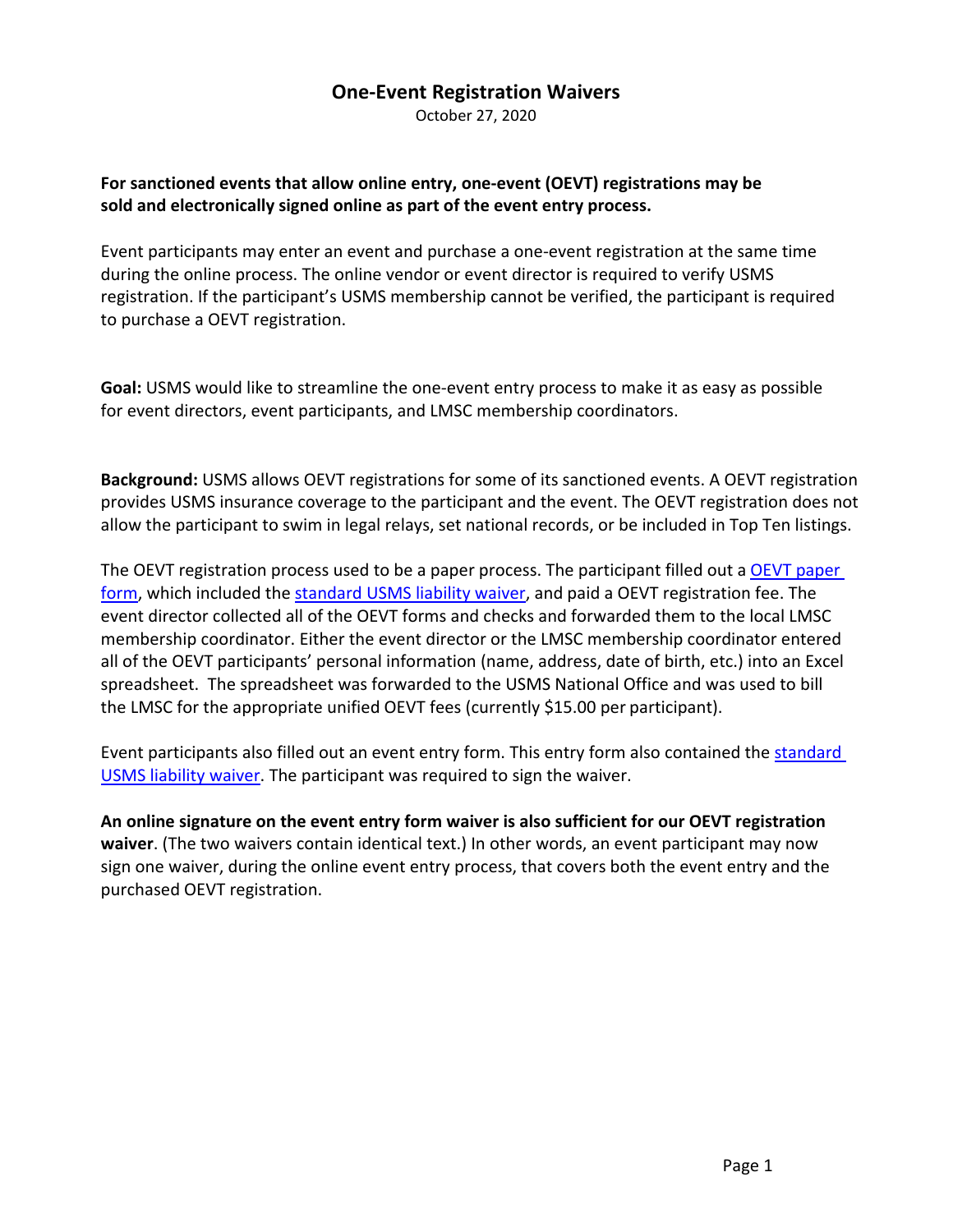# One-Event Registration Waivers

October 27, 2020

**For sanctioned events that allow online entry, one-event (OEVT) registrations may be sold and electronically signed online as part of the event entry process.**

Event participants may enter an event and purchase a one-event registration at the same time during the online process. The online vendor or event director is required to verify USMS registration. If the participant's USMS membership cannot be verified, the participant is required to purchase a OEVT registration.

**Goal:** USMS would like to streamline the one-event entry process to make it as easy as possible for event directors, event participants, and LMSC membership coordinators.

**Background:** USMS allows OEVT registrations for some of its sanctioned events. A OEVT registration provides USMS insurance coverage to the participant and the event. The OEVT registration does not allow the participant to swim in legal relays, set national records, or be included in Top Ten listings.

The OEVT registration process used to be a paper process. The participant filled out a OEVT paper form, which included the standard USMS liability waiver, and paid a OEVT registration fee. The event director collected all of the OEVT forms and checks and forwarded them to the local LMSC membership coordinator. Either the event director or the LMSC membership coordinator entered all of the OEVT participants' personal information (name, address, date of birth, etc.) into an Excel spreadsheet. The spreadsheet was forwarded to the USMS National Office and was used to bill the LMSC for the appropriate unified OEVT fees (currently $15.00 per participant).

Event participants also filled out an event entry form. This entry form also contained the standard USMS liability waiver. The participant was required to sign the waiver.

**An online signature on the event entry form waiver is also sufficient for our OEVT registration waiver**. (The two waivers contain identical text.) In other words, an event participant may now sign one waiver, during the online event entry process, that covers both the event entry and the purchased OEVT registration.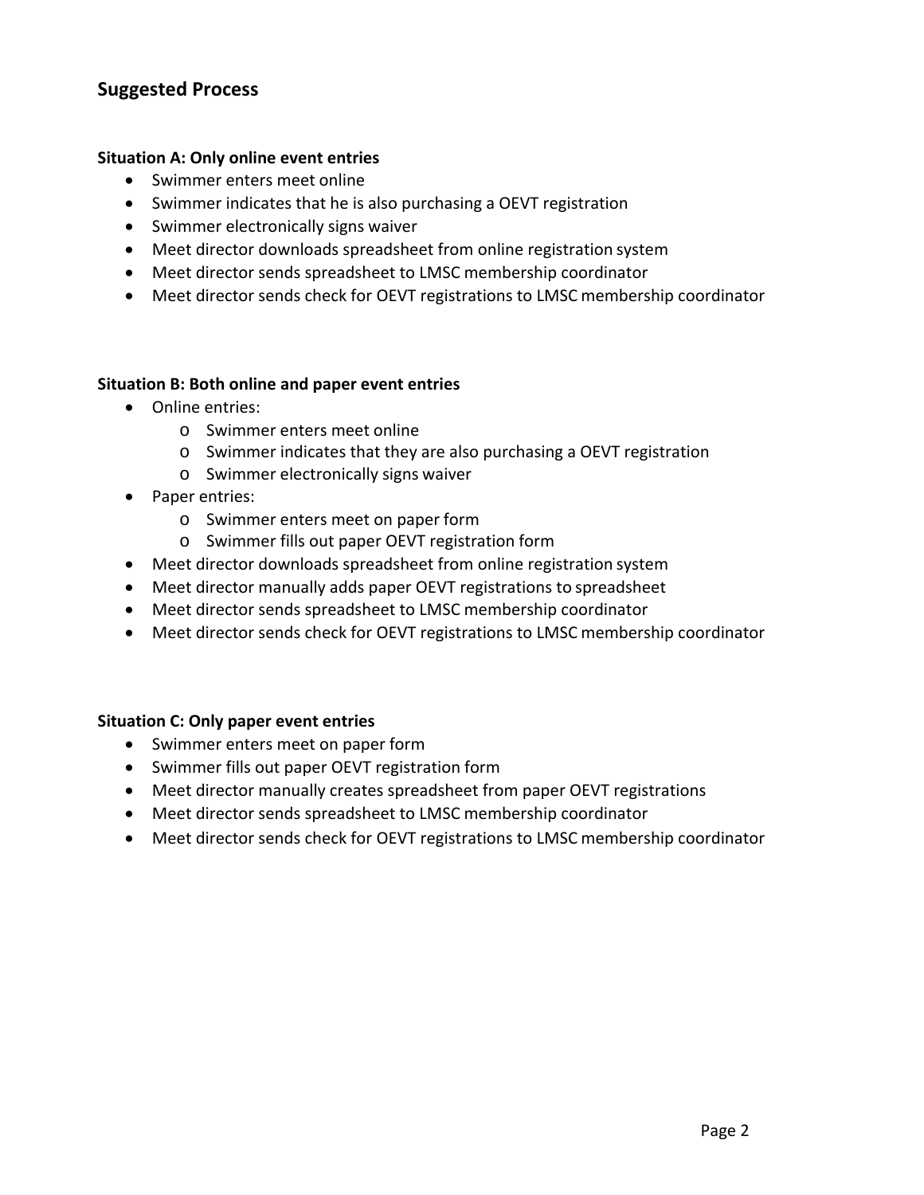## Suggested Process

**Situation A: Only online event entries**

- Swimmer enters meet online
- Swimmer indicates that he is also purchasing a OEVT registration
- Swimmer electronically signs waiver
- Meet director downloads spreadsheet from online registration system
- Meet director sends spreadsheet to LMSC membership coordinator
- Meet director sends check for OEVT registrations to LMSC membership coordinator

**Situation B: Both online and paper event entries**

- Online entries:
    - Swimmer enters meet online
    - Swimmer indicates that they are also purchasing a OEVT registration
    - Swimmer electronically signs waiver
- Paper entries:
    - Swimmer enters meet on paper form
    - Swimmer fills out paper OEVT registration form
- Meet director downloads spreadsheet from online registration system
- Meet director manually adds paper OEVT registrations to spreadsheet
- Meet director sends spreadsheet to LMSC membership coordinator
- Meet director sends check for OEVT registrations to LMSC membership coordinator

**Situation C: Only paper event entries**

- Swimmer enters meet on paper form
- Swimmer fills out paper OEVT registration form
- Meet director manually creates spreadsheet from paper OEVT registrations
- Meet director sends spreadsheet to LMSC membership coordinator
- Meet director sends check for OEVT registrations to LMSC membership coordinator